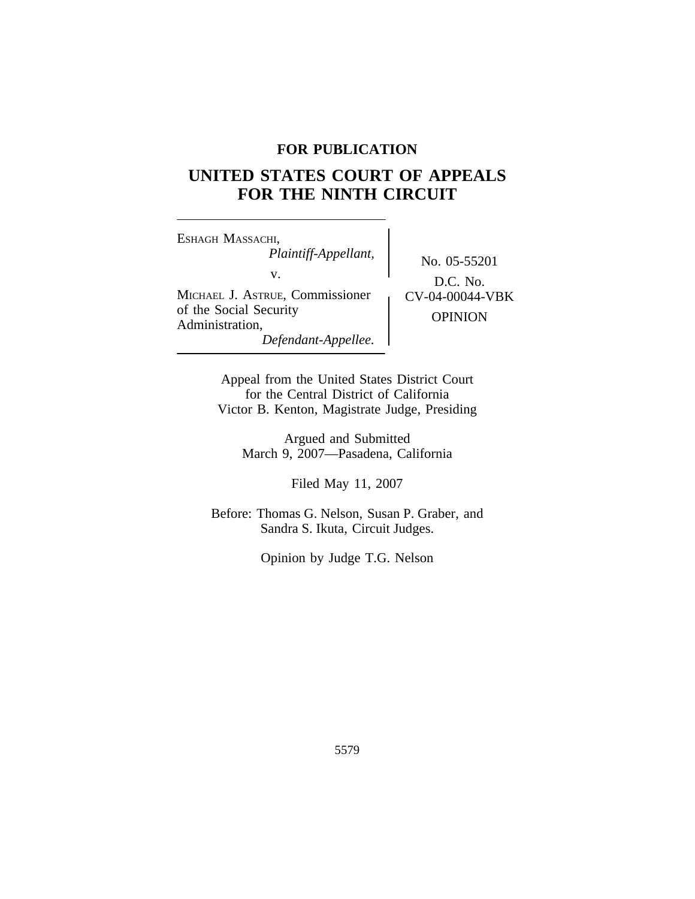**FOR PUBLICATION**

# UNITED STATES COURT OF APPEALS FOR THE NINTH CIRCUIT

ESHAGH MASSACHI,
*Plaintiff-Appellant,*
v.
MICHAEL J. ASTRUE, Commissioner of the Social Security Administration,
*Defendant-Appellee.*

No. 05-55201
D.C. No. CV-04-00044-VBK
OPINION

Appeal from the United States District Court
for the Central District of California
Victor B. Kenton, Magistrate Judge, Presiding

Argued and Submitted
March 9, 2007—Pasadena, California

Filed May 11, 2007

Before: Thomas G. Nelson, Susan P. Graber, and
Sandra S. Ikuta, Circuit Judges.

Opinion by Judge T.G. Nelson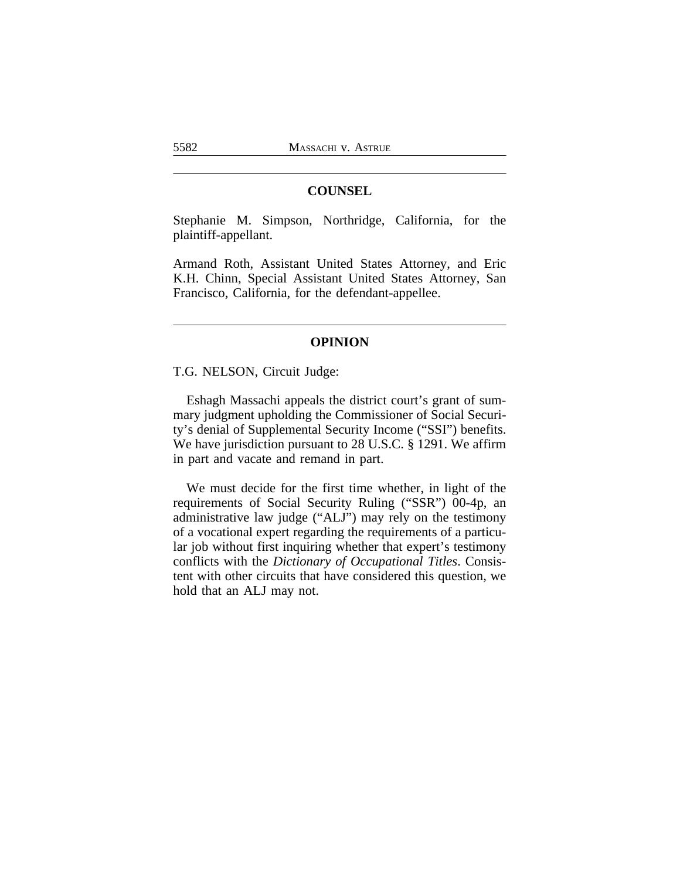## COUNSEL

Stephanie M. Simpson, Northridge, California, for the plaintiff-appellant.

Armand Roth, Assistant United States Attorney, and Eric K.H. Chinn, Special Assistant United States Attorney, San Francisco, California, for the defendant-appellee.

## OPINION

T.G. NELSON, Circuit Judge:

Eshagh Massachi appeals the district court's grant of summary judgment upholding the Commissioner of Social Security's denial of Supplemental Security Income ("SSI") benefits. We have jurisdiction pursuant to 28 U.S.C. § 1291. We affirm in part and vacate and remand in part.

We must decide for the first time whether, in light of the requirements of Social Security Ruling ("SSR") 00-4p, an administrative law judge ("ALJ") may rely on the testimony of a vocational expert regarding the requirements of a particular job without first inquiring whether that expert's testimony conflicts with the *Dictionary of Occupational Titles*. Consistent with other circuits that have considered this question, we hold that an ALJ may not.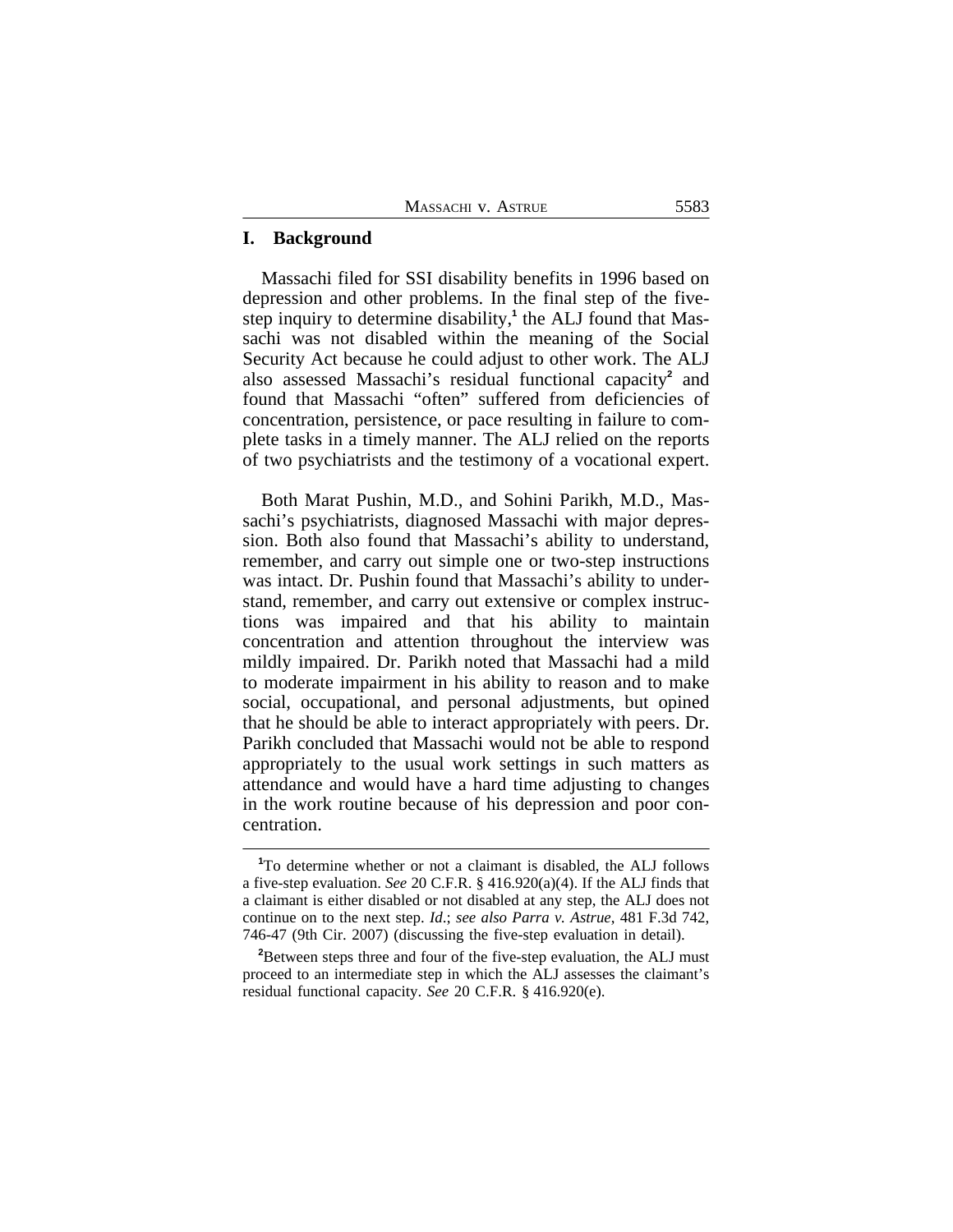## I. Background

Massachi filed for SSI disability benefits in 1996 based on depression and other problems. In the final step of the five-step inquiry to determine disability,[1] the ALJ found that Massachi was not disabled within the meaning of the Social Security Act because he could adjust to other work. The ALJ also assessed Massachi's residual functional capacity[2] and found that Massachi "often" suffered from deficiencies of concentration, persistence, or pace resulting in failure to complete tasks in a timely manner. The ALJ relied on the reports of two psychiatrists and the testimony of a vocational expert.

Both Marat Pushin, M.D., and Sohini Parikh, M.D., Massachi's psychiatrists, diagnosed Massachi with major depression. Both also found that Massachi's ability to understand, remember, and carry out simple one or two-step instructions was intact. Dr. Pushin found that Massachi's ability to understand, remember, and carry out extensive or complex instructions was impaired and that his ability to maintain concentration and attention throughout the interview was mildly impaired. Dr. Parikh noted that Massachi had a mild to moderate impairment in his ability to reason and to make social, occupational, and personal adjustments, but opined that he should be able to interact appropriately with peers. Dr. Parikh concluded that Massachi would not be able to respond appropriately to the usual work settings in such matters as attendance and would have a hard time adjusting to changes in the work routine because of his depression and poor concentration.

---

[1]To determine whether or not a claimant is disabled, the ALJ follows a five-step evaluation. *See* 20 C.F.R. § 416.920(a)(4). If the ALJ finds that a claimant is either disabled or not disabled at any step, the ALJ does not continue on to the next step. *Id.*; *see also Parra v. Astrue*, 481 F.3d 742, 746-47 (9th Cir. 2007) (discussing the five-step evaluation in detail).

[2]Between steps three and four of the five-step evaluation, the ALJ must proceed to an intermediate step in which the ALJ assesses the claimant's residual functional capacity. *See* 20 C.F.R. § 416.920(e).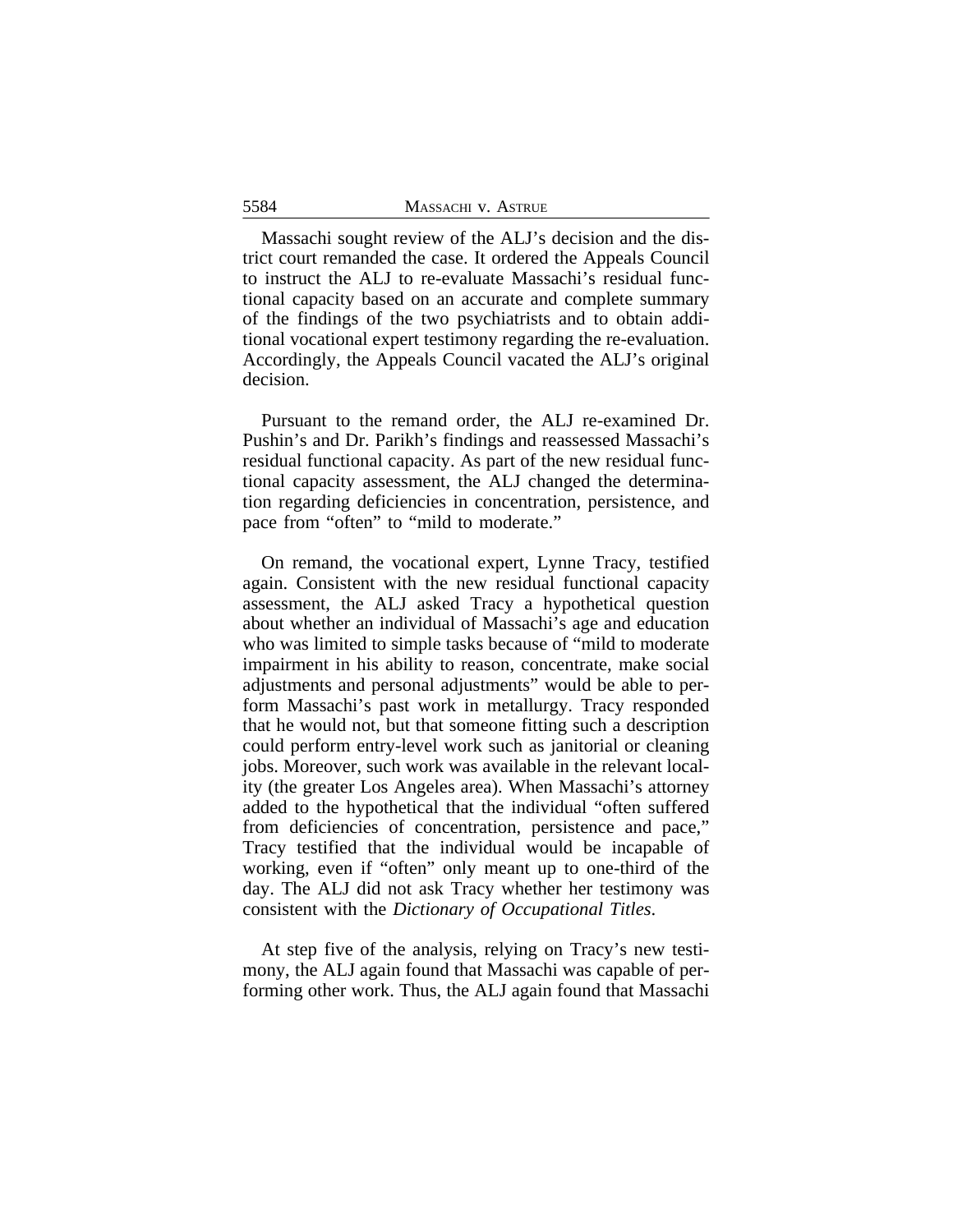Massachi sought review of the ALJ's decision and the district court remanded the case. It ordered the Appeals Council to instruct the ALJ to re-evaluate Massachi's residual functional capacity based on an accurate and complete summary of the findings of the two psychiatrists and to obtain additional vocational expert testimony regarding the re-evaluation. Accordingly, the Appeals Council vacated the ALJ's original decision.

Pursuant to the remand order, the ALJ re-examined Dr. Pushin's and Dr. Parikh's findings and reassessed Massachi's residual functional capacity. As part of the new residual functional capacity assessment, the ALJ changed the determination regarding deficiencies in concentration, persistence, and pace from "often" to "mild to moderate."

On remand, the vocational expert, Lynne Tracy, testified again. Consistent with the new residual functional capacity assessment, the ALJ asked Tracy a hypothetical question about whether an individual of Massachi's age and education who was limited to simple tasks because of "mild to moderate impairment in his ability to reason, concentrate, make social adjustments and personal adjustments" would be able to perform Massachi's past work in metallurgy. Tracy responded that he would not, but that someone fitting such a description could perform entry-level work such as janitorial or cleaning jobs. Moreover, such work was available in the relevant locality (the greater Los Angeles area). When Massachi's attorney added to the hypothetical that the individual "often suffered from deficiencies of concentration, persistence and pace," Tracy testified that the individual would be incapable of working, even if "often" only meant up to one-third of the day. The ALJ did not ask Tracy whether her testimony was consistent with the *Dictionary of Occupational Titles*.

At step five of the analysis, relying on Tracy's new testimony, the ALJ again found that Massachi was capable of performing other work. Thus, the ALJ again found that Massachi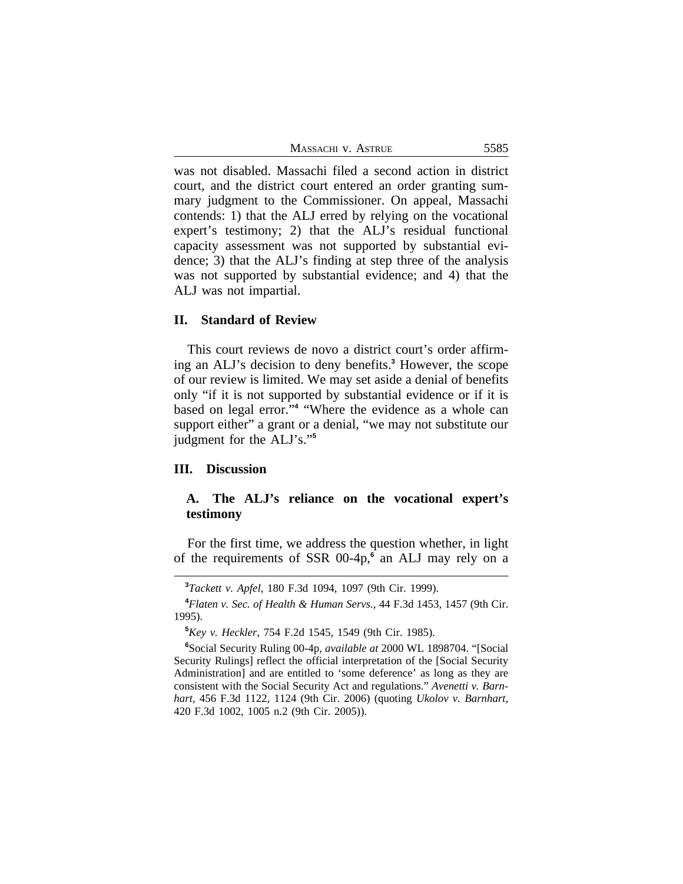was not disabled. Massachi filed a second action in district court, and the district court entered an order granting summary judgment to the Commissioner. On appeal, Massachi contends: 1) that the ALJ erred by relying on the vocational expert's testimony; 2) that the ALJ's residual functional capacity assessment was not supported by substantial evidence; 3) that the ALJ's finding at step three of the analysis was not supported by substantial evidence; and 4) that the ALJ was not impartial.

## II. Standard of Review

This court reviews de novo a district court's order affirming an ALJ's decision to deny benefits.[3] However, the scope of our review is limited. We may set aside a denial of benefits only "if it is not supported by substantial evidence or if it is based on legal error."[4] "Where the evidence as a whole can support either" a grant or a denial, "we may not substitute our judgment for the ALJ's."[5]

## III. Discussion

### A. The ALJ's reliance on the vocational expert's testimony

For the first time, we address the question whether, in light of the requirements of SSR 00-4p,[6] an ALJ may rely on a

---

[3]*Tackett v. Apfel*, 180 F.3d 1094, 1097 (9th Cir. 1999).

[4]*Flaten v. Sec. of Health & Human Servs.*, 44 F.3d 1453, 1457 (9th Cir. 1995).

[5]*Key v. Heckler*, 754 F.2d 1545, 1549 (9th Cir. 1985).

[6]Social Security Ruling 00-4p, *available at* 2000 WL 1898704. "[Social Security Rulings] reflect the official interpretation of the [Social Security Administration] and are entitled to 'some deference' as long as they are consistent with the Social Security Act and regulations." *Avenetti v. Barnhart*, 456 F.3d 1122, 1124 (9th Cir. 2006) (quoting *Ukolov v. Barnhart*, 420 F.3d 1002, 1005 n.2 (9th Cir. 2005)).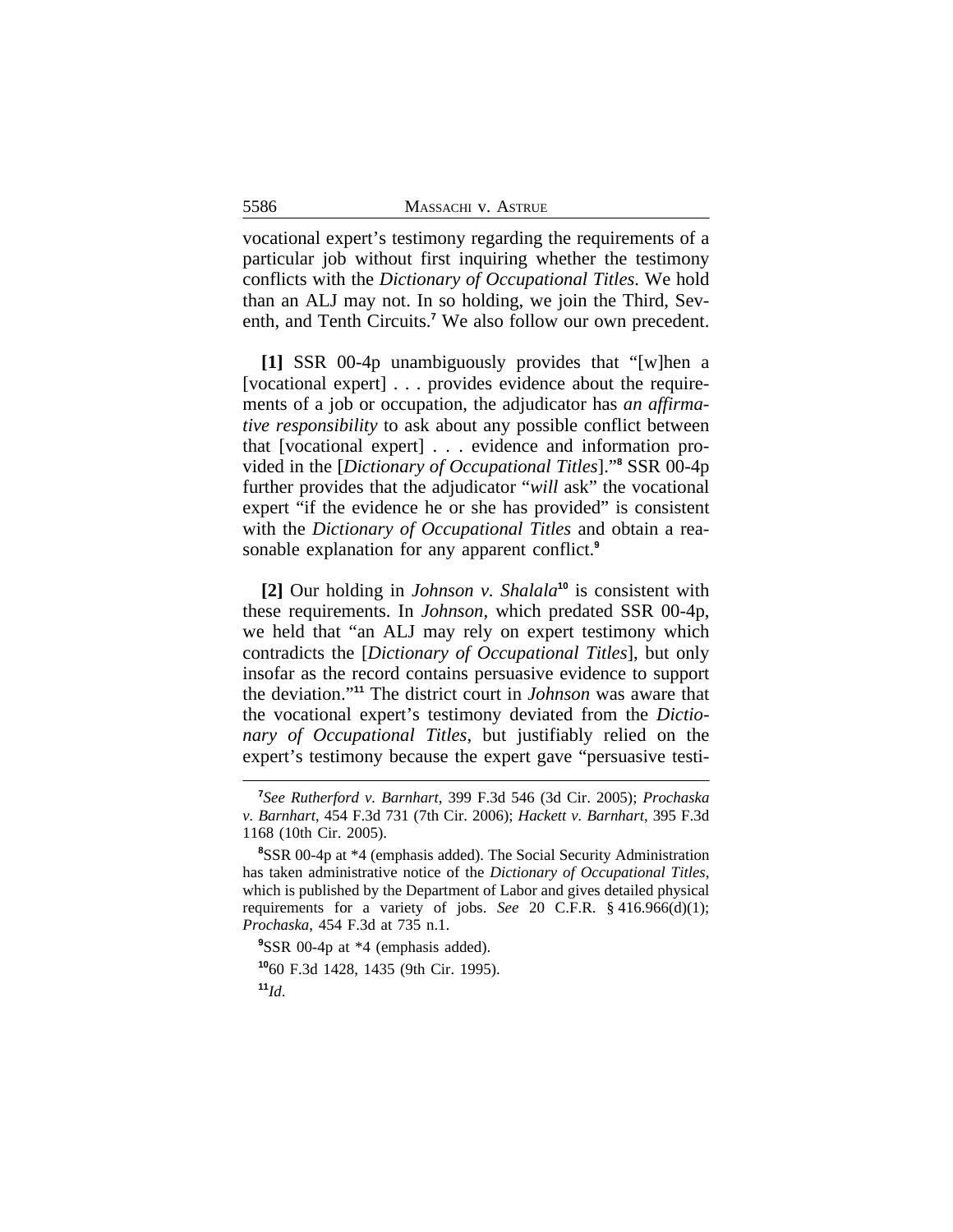vocational expert's testimony regarding the requirements of a particular job without first inquiring whether the testimony conflicts with the *Dictionary of Occupational Titles*. We hold than an ALJ may not. In so holding, we join the Third, Seventh, and Tenth Circuits.[7] We also follow our own precedent.

**[1]** SSR 00-4p unambiguously provides that "[w]hen a [vocational expert] . . . provides evidence about the requirements of a job or occupation, the adjudicator has *an affirmative responsibility* to ask about any possible conflict between that [vocational expert] . . . evidence and information provided in the [*Dictionary of Occupational Titles*]."[8] SSR 00-4p further provides that the adjudicator "*will* ask" the vocational expert "if the evidence he or she has provided" is consistent with the *Dictionary of Occupational Titles* and obtain a reasonable explanation for any apparent conflict.[9]

**[2]** Our holding in *Johnson v. Shalala*[10] is consistent with these requirements. In *Johnson*, which predated SSR 00-4p, we held that "an ALJ may rely on expert testimony which contradicts the [*Dictionary of Occupational Titles*], but only insofar as the record contains persuasive evidence to support the deviation."[11] The district court in *Johnson* was aware that the vocational expert's testimony deviated from the *Dictionary of Occupational Titles*, but justifiably relied on the expert's testimony because the expert gave "persuasive testi-

---

[7]*See Rutherford v. Barnhart*, 399 F.3d 546 (3d Cir. 2005); *Prochaska v. Barnhart*, 454 F.3d 731 (7th Cir. 2006); *Hackett v. Barnhart*, 395 F.3d 1168 (10th Cir. 2005).

[8]SSR 00-4p at *4 (emphasis added). The Social Security Administration has taken administrative notice of the *Dictionary of Occupational Titles*, which is published by the Department of Labor and gives detailed physical requirements for a variety of jobs. *See* 20 C.F.R. § 416.966(d)(1); *Prochaska*, 454 F.3d at 735 n.1.

[9]SSR 00-4p at *4 (emphasis added).

[10]60 F.3d 1428, 1435 (9th Cir. 1995).

[11]*Id*.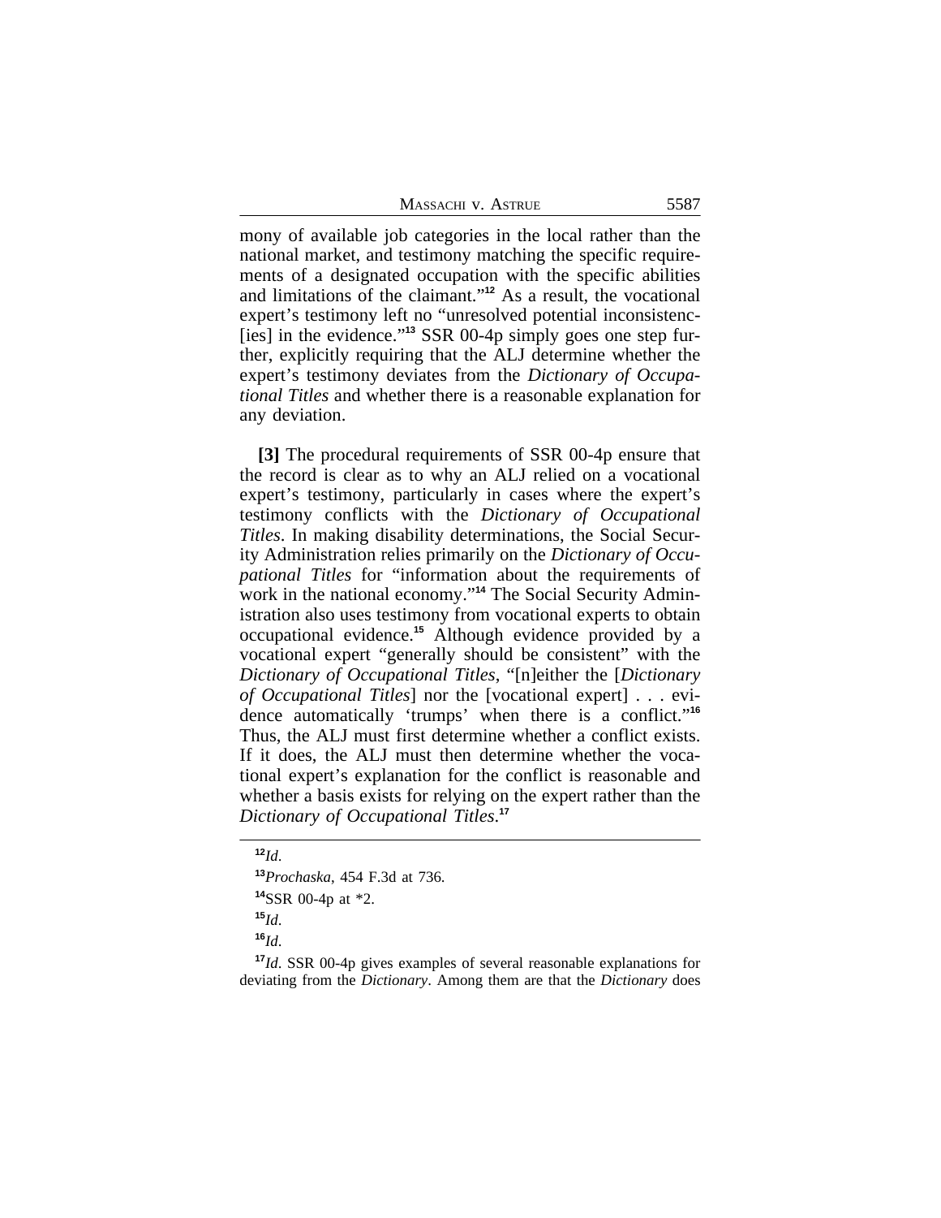mony of available job categories in the local rather than the national market, and testimony matching the specific requirements of a designated occupation with the specific abilities and limitations of the claimant."[12] As a result, the vocational expert's testimony left no "unresolved potential inconsistenc-[ies] in the evidence."[13] SSR 00-4p simply goes one step further, explicitly requiring that the ALJ determine whether the expert's testimony deviates from the *Dictionary of Occupational Titles* and whether there is a reasonable explanation for any deviation.

**[3]** The procedural requirements of SSR 00-4p ensure that the record is clear as to why an ALJ relied on a vocational expert's testimony, particularly in cases where the expert's testimony conflicts with the *Dictionary of Occupational Titles*. In making disability determinations, the Social Security Administration relies primarily on the *Dictionary of Occupational Titles* for "information about the requirements of work in the national economy."[14] The Social Security Administration also uses testimony from vocational experts to obtain occupational evidence.[15] Although evidence provided by a vocational expert "generally should be consistent" with the *Dictionary of Occupational Titles*, "[n]either the [*Dictionary of Occupational Titles*] nor the [vocational expert] . . . evidence automatically 'trumps' when there is a conflict."[16] Thus, the ALJ must first determine whether a conflict exists. If it does, the ALJ must then determine whether the vocational expert's explanation for the conflict is reasonable and whether a basis exists for relying on the expert rather than the *Dictionary of Occupational Titles*.[17]

---

[12] *Id*.

[13] *Prochaska*, 454 F.3d at 736.

[14] SSR 00-4p at *2.

[15] *Id*.

[16] *Id*.

[17] *Id*. SSR 00-4p gives examples of several reasonable explanations for deviating from the *Dictionary*. Among them are that the *Dictionary* does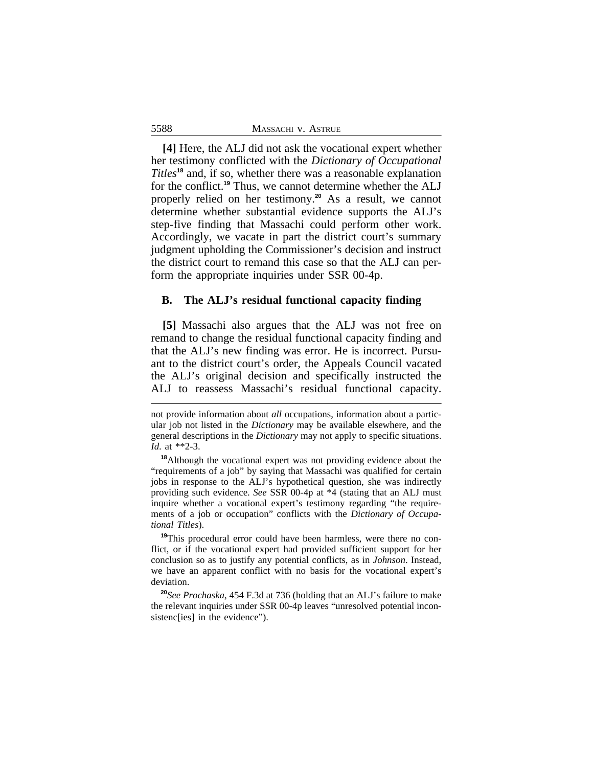**[4]** Here, the ALJ did not ask the vocational expert whether her testimony conflicted with the *Dictionary of Occupational Titles*[18] and, if so, whether there was a reasonable explanation for the conflict.[19] Thus, we cannot determine whether the ALJ properly relied on her testimony.[20] As a result, we cannot determine whether substantial evidence supports the ALJ's step-five finding that Massachi could perform other work. Accordingly, we vacate in part the district court's summary judgment upholding the Commissioner's decision and instruct the district court to remand this case so that the ALJ can perform the appropriate inquiries under SSR 00-4p.

### B. The ALJ's residual functional capacity finding

**[5]** Massachi also argues that the ALJ was not free on remand to change the residual functional capacity finding and that the ALJ's new finding was error. He is incorrect. Pursuant to the district court's order, the Appeals Council vacated the ALJ's original decision and specifically instructed the ALJ to reassess Massachi's residual functional capacity.

---

not provide information about *all* occupations, information about a particular job not listed in the *Dictionary* may be available elsewhere, and the general descriptions in the *Dictionary* may not apply to specific situations. *Id.* at **2-3.

[18] Although the vocational expert was not providing evidence about the "requirements of a job" by saying that Massachi was qualified for certain jobs in response to the ALJ's hypothetical question, she was indirectly providing such evidence. *See* SSR 00-4p at *4 (stating that an ALJ must inquire whether a vocational expert's testimony regarding "the requirements of a job or occupation" conflicts with the *Dictionary of Occupational Titles*).

[19] This procedural error could have been harmless, were there no conflict, or if the vocational expert had provided sufficient support for her conclusion so as to justify any potential conflicts, as in *Johnson*. Instead, we have an apparent conflict with no basis for the vocational expert's deviation.

[20] *See Prochaska*, 454 F.3d at 736 (holding that an ALJ's failure to make the relevant inquiries under SSR 00-4p leaves "unresolved potential inconsistenc[ies] in the evidence").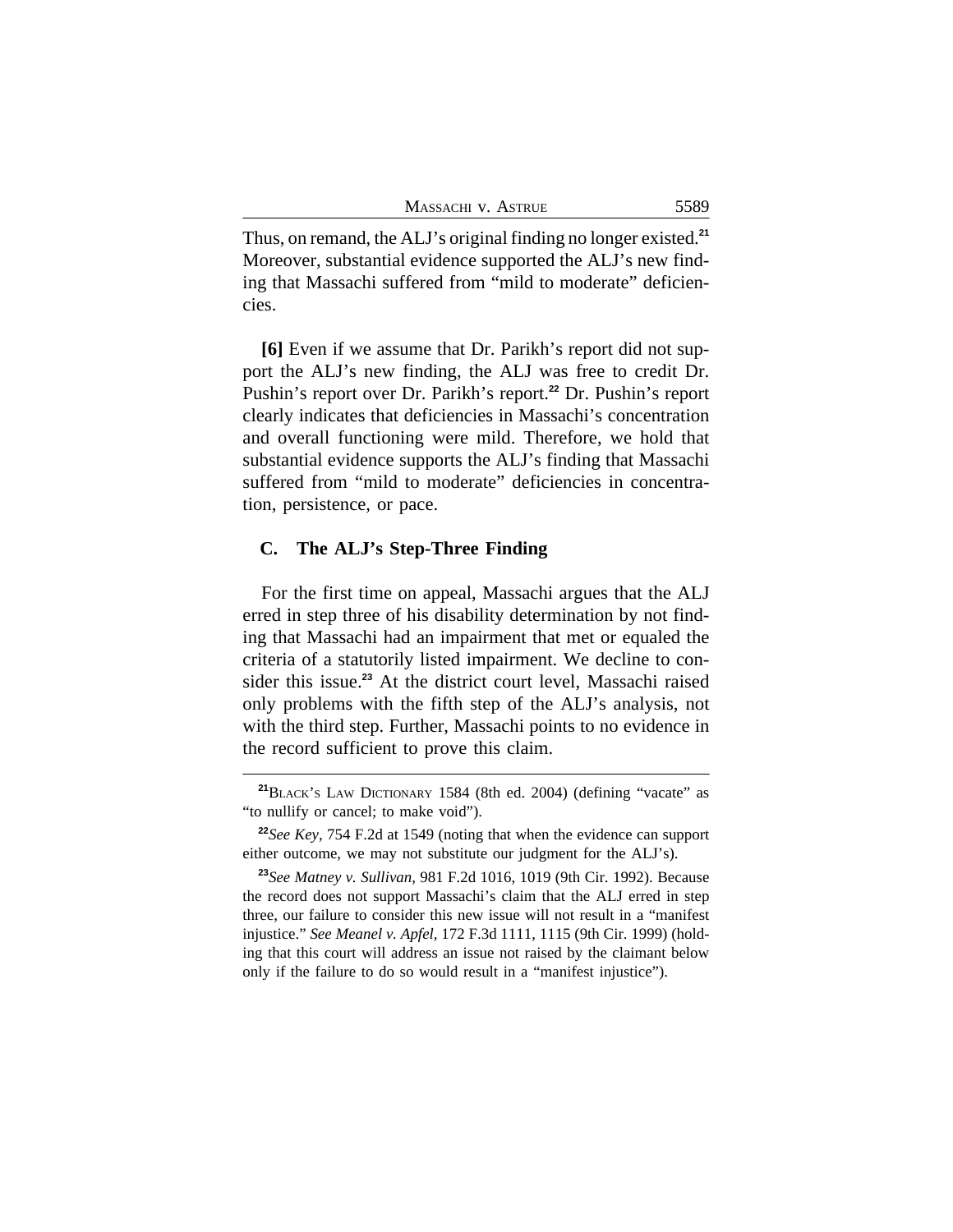Thus, on remand, the ALJ's original finding no longer existed.[21] Moreover, substantial evidence supported the ALJ's new finding that Massachi suffered from "mild to moderate" deficiencies.

**[6]** Even if we assume that Dr. Parikh's report did not support the ALJ's new finding, the ALJ was free to credit Dr. Pushin's report over Dr. Parikh's report.[22] Dr. Pushin's report clearly indicates that deficiencies in Massachi's concentration and overall functioning were mild. Therefore, we hold that substantial evidence supports the ALJ's finding that Massachi suffered from "mild to moderate" deficiencies in concentration, persistence, or pace.

### C. The ALJ's Step-Three Finding

For the first time on appeal, Massachi argues that the ALJ erred in step three of his disability determination by not finding that Massachi had an impairment that met or equaled the criteria of a statutorily listed impairment. We decline to consider this issue.[23] At the district court level, Massachi raised only problems with the fifth step of the ALJ's analysis, not with the third step. Further, Massachi points to no evidence in the record sufficient to prove this claim.

---

[21] BLACK'S LAW DICTIONARY 1584 (8th ed. 2004) (defining "vacate" as "to nullify or cancel; to make void").

[22] *See Key*, 754 F.2d at 1549 (noting that when the evidence can support either outcome, we may not substitute our judgment for the ALJ's).

[23] *See Matney v. Sullivan*, 981 F.2d 1016, 1019 (9th Cir. 1992). Because the record does not support Massachi's claim that the ALJ erred in step three, our failure to consider this new issue will not result in a "manifest injustice." *See Meanel v. Apfel*, 172 F.3d 1111, 1115 (9th Cir. 1999) (holding that this court will address an issue not raised by the claimant below only if the failure to do so would result in a "manifest injustice").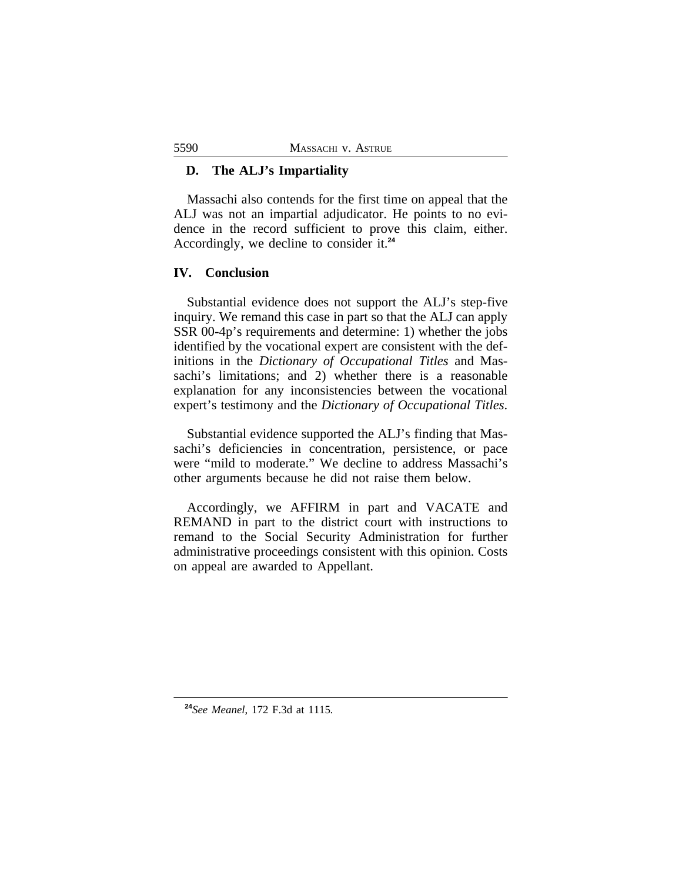### D. The ALJ's Impartiality

Massachi also contends for the first time on appeal that the ALJ was not an impartial adjudicator. He points to no evidence in the record sufficient to prove this claim, either. Accordingly, we decline to consider it.[24]

## IV. Conclusion

Substantial evidence does not support the ALJ's step-five inquiry. We remand this case in part so that the ALJ can apply SSR 00-4p's requirements and determine: 1) whether the jobs identified by the vocational expert are consistent with the definitions in the *Dictionary of Occupational Titles* and Massachi's limitations; and 2) whether there is a reasonable explanation for any inconsistencies between the vocational expert's testimony and the *Dictionary of Occupational Titles*.

Substantial evidence supported the ALJ's finding that Massachi's deficiencies in concentration, persistence, or pace were "mild to moderate." We decline to address Massachi's other arguments because he did not raise them below.

Accordingly, we AFFIRM in part and VACATE and REMAND in part to the district court with instructions to remand to the Social Security Administration for further administrative proceedings consistent with this opinion. Costs on appeal are awarded to Appellant.

---

[24] *See Meanel*, 172 F.3d at 1115.